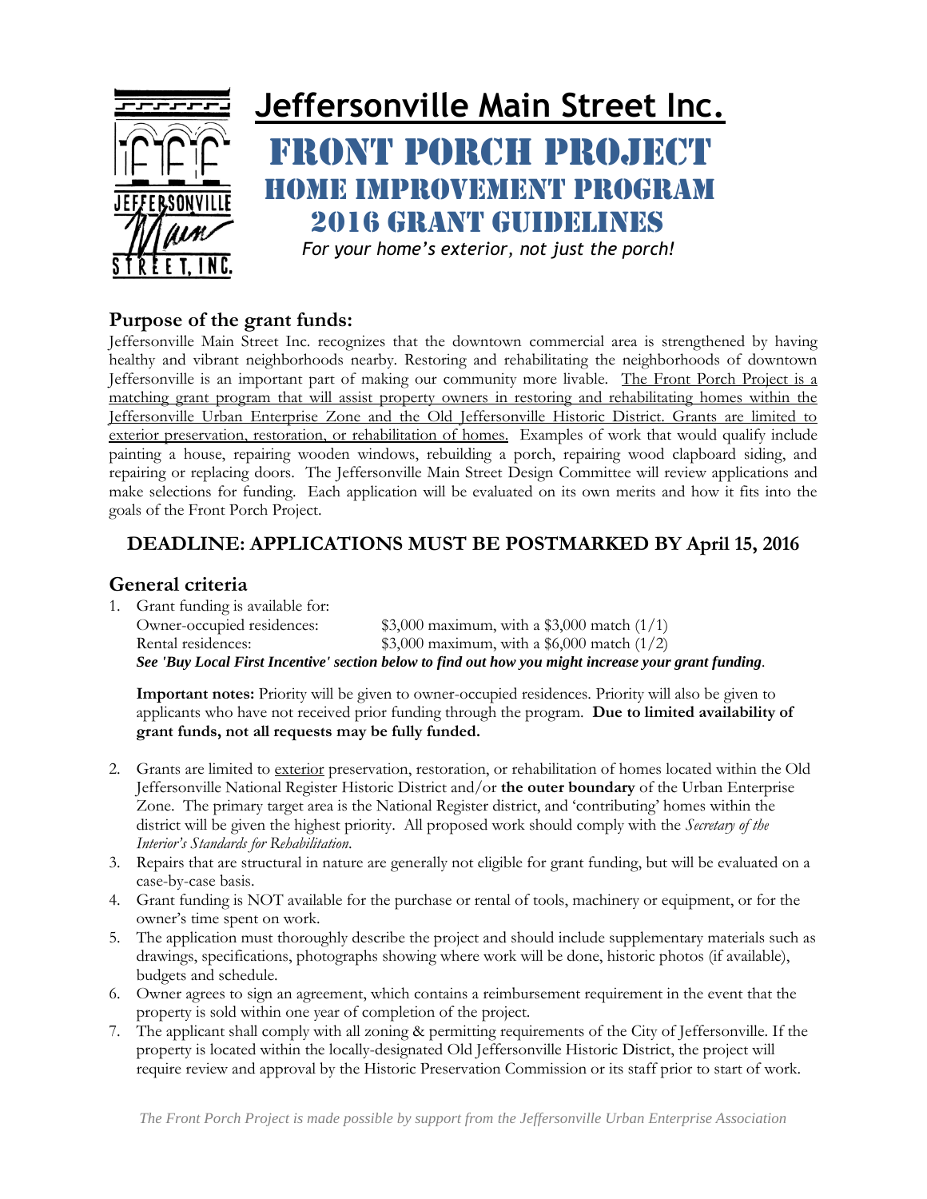# Jeffersonville Main Street Inc.

## FRONT PORCH PROJECT

## HOME IMPROVEMENT PROGRAM

## 2016 GRANT GUIDELINES

*For your home's exterior, not just the porch!*

### Purpose of the grant funds:

Jeffersonville Main Street Inc. recognizes that the downtown commercial area is strengthened by having healthy and vibrant neighborhoods nearby. Restoring and rehabilitating the neighborhoods of downtown Jeffersonville is an important part of making our community more livable. The Front Porch Project is a matching grant program that will assist property owners in restoring and rehabilitating homes within the Jeffersonville Urban Enterprise Zone and the Old Jeffersonville Historic District. Grants are limited to exterior preservation, restoration, or rehabilitation of homes. Examples of work that would qualify include painting a house, repairing wooden windows, rebuilding a porch, repairing wood clapboard siding, and repairing or replacing doors. The Jeffersonville Main Street Design Committee will review applications and make selections for funding. Each application will be evaluated on its own merits and how it fits into the goals of the Front Porch Project.

**DEADLINE: APPLICATIONS MUST BE POSTMARKED BY April 15, 2016**

### General criteria

1. Grant funding is available for:
   Owner-occupied residences: $3,000 maximum, with a $3,000 match (1/1)
   Rental residences: $3,000 maximum, with a $6,000 match (1/2)
   ***See 'Buy Local First Incentive' section below to find out how you might increase your grant funding.***

   **Important notes:** Priority will be given to owner-occupied residences. Priority will also be given to applicants who have not received prior funding through the program. **Due to limited availability of grant funds, not all requests may be fully funded.**

2. Grants are limited to exterior preservation, restoration, or rehabilitation of homes located within the Old Jeffersonville National Register Historic District and/or **the outer boundary** of the Urban Enterprise Zone. The primary target area is the National Register district, and 'contributing' homes within the district will be given the highest priority. All proposed work should comply with the *Secretary of the Interior's Standards for Rehabilitation*.
3. Repairs that are structural in nature are generally not eligible for grant funding, but will be evaluated on a case-by-case basis.
4. Grant funding is NOT available for the purchase or rental of tools, machinery or equipment, or for the owner's time spent on work.
5. The application must thoroughly describe the project and should include supplementary materials such as drawings, specifications, photographs showing where work will be done, historic photos (if available), budgets and schedule.
6. Owner agrees to sign an agreement, which contains a reimbursement requirement in the event that the property is sold within one year of completion of the project.
7. The applicant shall comply with all zoning & permitting requirements of the City of Jeffersonville. If the property is located within the locally-designated Old Jeffersonville Historic District, the project will require review and approval by the Historic Preservation Commission or its staff prior to start of work.

*The Front Porch Project is made possible by support from the Jeffersonville Urban Enterprise Association*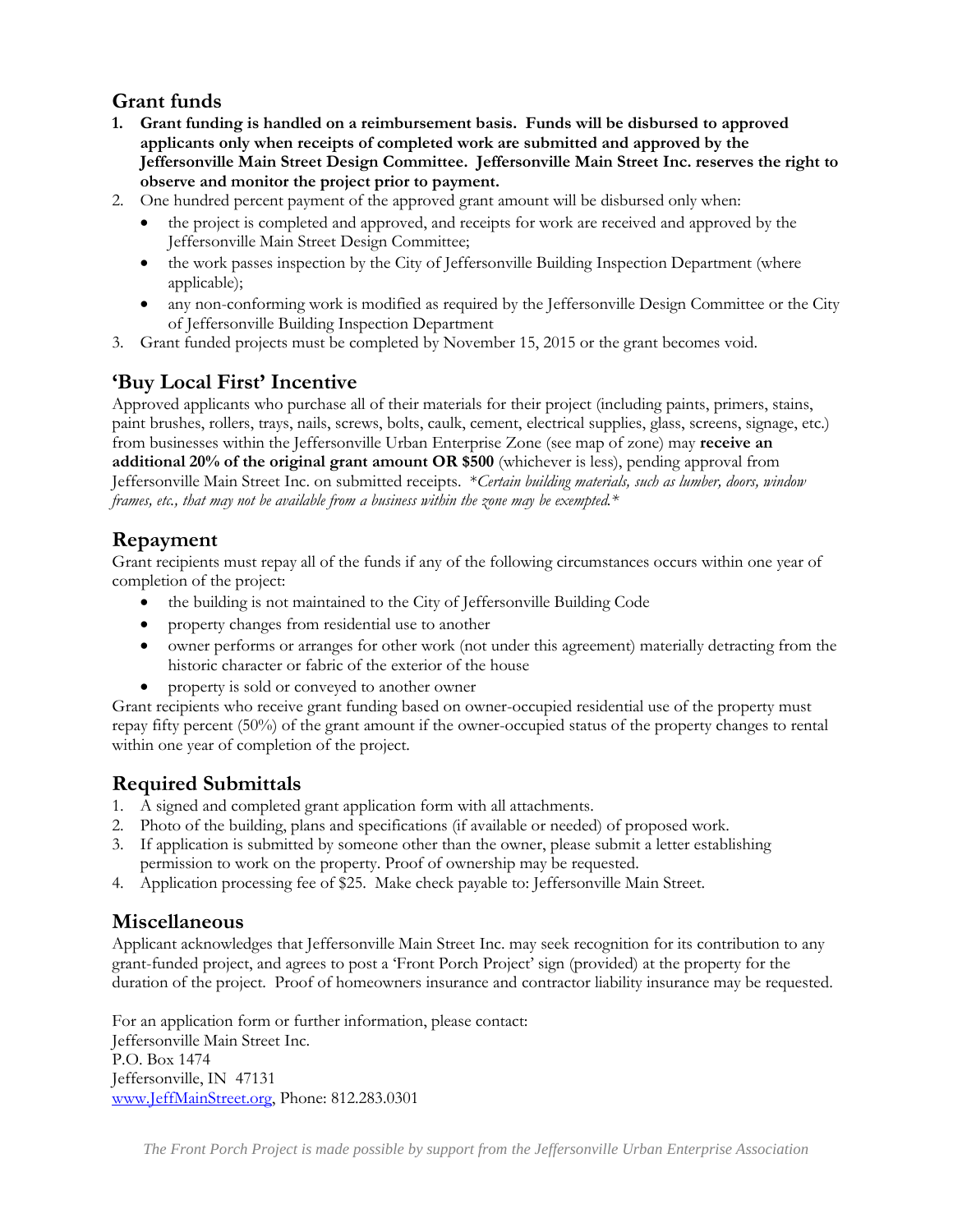## Grant funds

1. **Grant funding is handled on a reimbursement basis. Funds will be disbursed to approved applicants only when receipts of completed work are submitted and approved by the Jeffersonville Main Street Design Committee. Jeffersonville Main Street Inc. reserves the right to observe and monitor the project prior to payment.**
2. One hundred percent payment of the approved grant amount will be disbursed only when:
   - the project is completed and approved, and receipts for work are received and approved by the Jeffersonville Main Street Design Committee;
   - the work passes inspection by the City of Jeffersonville Building Inspection Department (where applicable);
   - any non-conforming work is modified as required by the Jeffersonville Design Committee or the City of Jeffersonville Building Inspection Department
3. Grant funded projects must be completed by November 15, 2015 or the grant becomes void.

## 'Buy Local First' Incentive

Approved applicants who purchase all of their materials for their project (including paints, primers, stains, paint brushes, rollers, trays, nails, screws, bolts, caulk, cement, electrical supplies, glass, screens, signage, etc.) from businesses within the Jeffersonville Urban Enterprise Zone (see map of zone) may **receive an additional 20% of the original grant amount OR $500** (whichever is less), pending approval from Jeffersonville Main Street Inc. on submitted receipts. *\*Certain building materials, such as lumber, doors, window frames, etc., that may not be available from a business within the zone may be exempted.\**

## Repayment

Grant recipients must repay all of the funds if any of the following circumstances occurs within one year of completion of the project:

- the building is not maintained to the City of Jeffersonville Building Code
- property changes from residential use to another
- owner performs or arranges for other work (not under this agreement) materially detracting from the historic character or fabric of the exterior of the house
- property is sold or conveyed to another owner

Grant recipients who receive grant funding based on owner-occupied residential use of the property must repay fifty percent (50%) of the grant amount if the owner-occupied status of the property changes to rental within one year of completion of the project.

## Required Submittals

1. A signed and completed grant application form with all attachments.
2. Photo of the building, plans and specifications (if available or needed) of proposed work.
3. If application is submitted by someone other than the owner, please submit a letter establishing permission to work on the property. Proof of ownership may be requested.
4. Application processing fee of $25. Make check payable to: Jeffersonville Main Street.

## Miscellaneous

Applicant acknowledges that Jeffersonville Main Street Inc. may seek recognition for its contribution to any grant-funded project, and agrees to post a 'Front Porch Project' sign (provided) at the property for the duration of the project. Proof of homeowners insurance and contractor liability insurance may be requested.

For an application form or further information, please contact:
Jeffersonville Main Street Inc.
P.O. Box 1474
Jeffersonville, IN 47131
www.JeffMainStreet.org, Phone: 812.283.0301

*The Front Porch Project is made possible by support from the Jeffersonville Urban Enterprise Association*